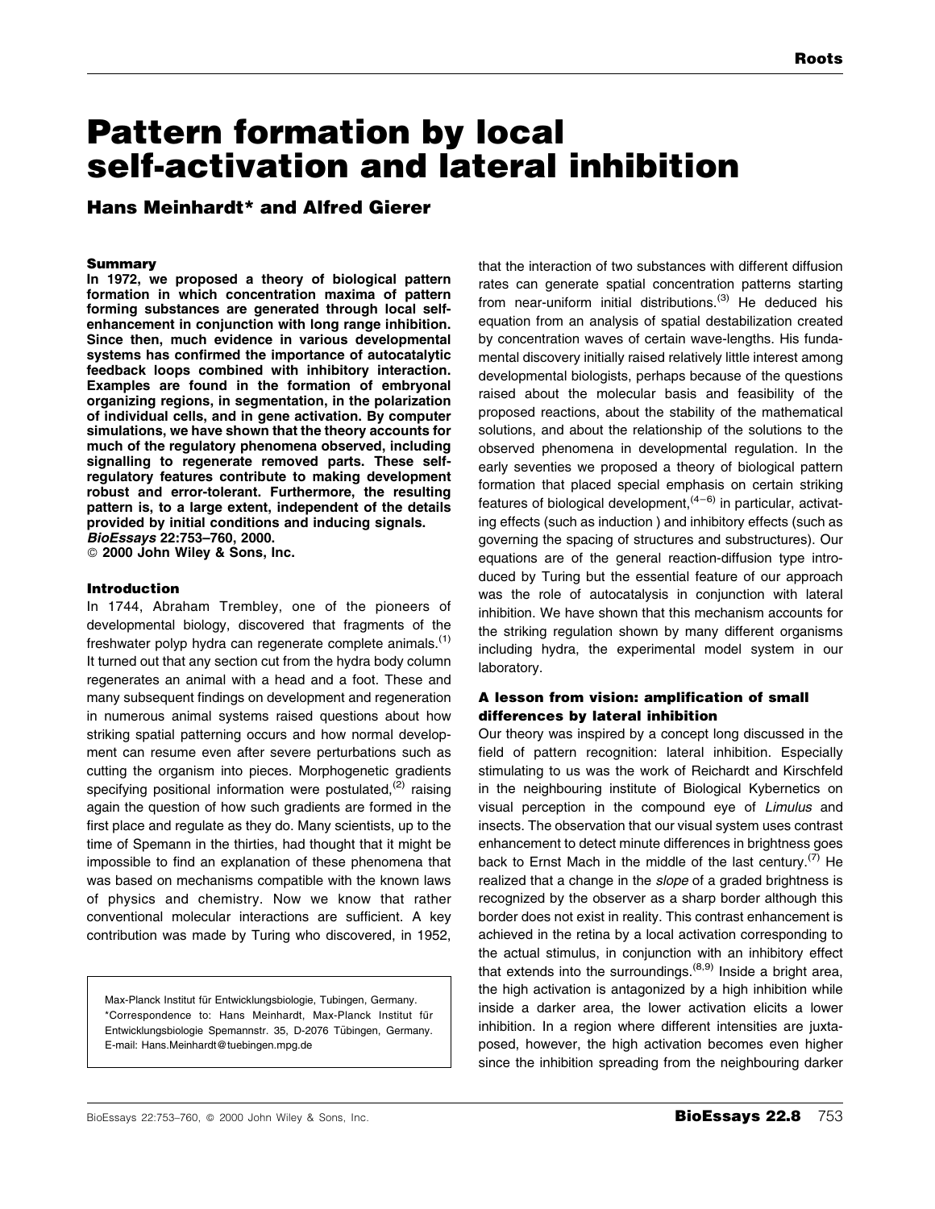# Pattern formation by local self-activation and lateral inhibition

**Hans Meinhardt\* and Alfred Gierer**

**Summary**

**In 1972, we proposed a theory of biological pattern formation in which concentration maxima of pattern forming substances are generated through local self-enhancement in conjunction with long range inhibition. Since then, much evidence in various developmental systems has confirmed the importance of autocatalytic feedback loops combined with inhibitory interaction. Examples are found in the formation of embryonal organizing regions, in segmentation, in the polarization of individual cells, and in gene activation. By computer simulations, we have shown that the theory accounts for much of the regulatory phenomena observed, including signalling to regenerate removed parts. These self-regulatory features contribute to making development robust and error-tolerant. Furthermore, the resulting pattern is, to a large extent, independent of the details provided by initial conditions and inducing signals.** ***BioEssays* 22:753–760, 2000.**
© **2000 John Wiley & Sons, Inc.**

Max-Planck Institut für Entwicklungsbiologie, Tubingen, Germany.
\*Correspondence to: Hans Meinhardt, Max-Planck Institut für Entwicklungsbiologie Spemannstr. 35, D-2076 Tübingen, Germany.
E-mail: Hans.Meinhardt@tuebingen.mpg.de

## Introduction

In 1744, Abraham Trembley, one of the pioneers of developmental biology, discovered that fragments of the freshwater polyp hydra can regenerate complete animals.[1] It turned out that any section cut from the hydra body column regenerates an animal with a head and a foot. These and many subsequent findings on development and regeneration in numerous animal systems raised questions about how striking spatial patterning occurs and how normal development can resume even after severe perturbations such as cutting the organism into pieces. Morphogenetic gradients specifying positional information were postulated,[2] raising again the question of how such gradients are formed in the first place and regulate as they do. Many scientists, up to the time of Spemann in the thirties, had thought that it might be impossible to find an explanation of these phenomena that was based on mechanisms compatible with the known laws of physics and chemistry. Now we know that rather conventional molecular interactions are sufficient. A key contribution was made by Turing who discovered, in 1952, that the interaction of two substances with different diffusion rates can generate spatial concentration patterns starting from near-uniform initial distributions.[3] He deduced his equation from an analysis of spatial destabilization created by concentration waves of certain wave-lengths. His fundamental discovery initially raised relatively little interest among developmental biologists, perhaps because of the questions raised about the molecular basis and feasibility of the proposed reactions, about the stability of the mathematical solutions, and about the relationship of the solutions to the observed phenomena in developmental regulation. In the early seventies we proposed a theory of biological pattern formation that placed special emphasis on certain striking features of biological development,[4–6] in particular, activating effects (such as induction ) and inhibitory effects (such as governing the spacing of structures and substructures). Our equations are of the general reaction-diffusion type introduced by Turing but the essential feature of our approach was the role of autocatalysis in conjunction with lateral inhibition. We have shown that this mechanism accounts for the striking regulation shown by many different organisms including hydra, the experimental model system in our laboratory.

## A lesson from vision: amplification of small differences by lateral inhibition

Our theory was inspired by a concept long discussed in the field of pattern recognition: lateral inhibition. Especially stimulating to us was the work of Reichardt and Kirschfeld in the neighbouring institute of Biological Kybernetics on visual perception in the compound eye of *Limulus* and insects. The observation that our visual system uses contrast enhancement to detect minute differences in brightness goes back to Ernst Mach in the middle of the last century.[7] He realized that a change in the *slope* of a graded brightness is recognized by the observer as a sharp border although this border does not exist in reality. This contrast enhancement is achieved in the retina by a local activation corresponding to the actual stimulus, in conjunction with an inhibitory effect that extends into the surroundings.[8,9] Inside a bright area, the high activation is antagonized by a high inhibition while inside a darker area, the lower activation elicits a lower inhibition. In a region where different intensities are juxtaposed, however, the high activation becomes even higher since the inhibition spreading from the neighbouring darker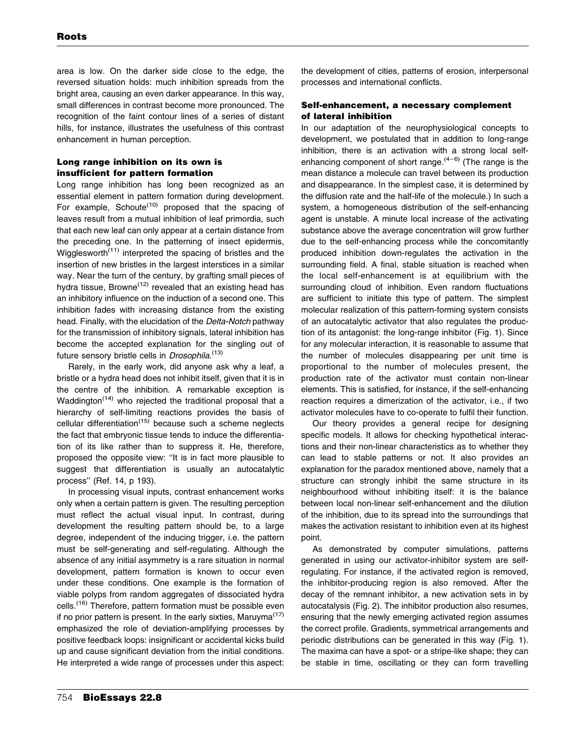area is low. On the darker side close to the edge, the reversed situation holds: much inhibition spreads from the bright area, causing an even darker appearance. In this way, small differences in contrast become more pronounced. The recognition of the faint contour lines of a series of distant hills, for instance, illustrates the usefulness of this contrast enhancement in human perception.

### Long range inhibition on its own is insufficient for pattern formation

Long range inhibition has long been recognized as an essential element in pattern formation during development. For example, Schoute[10] proposed that the spacing of leaves result from a mutual inhibition of leaf primordia, such that each new leaf can only appear at a certain distance from the preceding one. In the patterning of insect epidermis, Wigglesworth[11] interpreted the spacing of bristles and the insertion of new bristles in the largest interstices in a similar way. Near the turn of the century, by grafting small pieces of hydra tissue, Browne[12] revealed that an existing head has an inhibitory influence on the induction of a second one. This inhibition fades with increasing distance from the existing head. Finally, with the elucidation of the *Delta-Notch* pathway for the transmission of inhibitory signals, lateral inhibition has become the accepted explanation for the singling out of future sensory bristle cells in *Drosophila*.[13]

Rarely, in the early work, did anyone ask why a leaf, a bristle or a hydra head does not inhibit itself, given that it is in the centre of the inhibition. A remarkable exception is Waddington[14] who rejected the traditional proposal that a hierarchy of self-limiting reactions provides the basis of cellular differentiation[15] because such a scheme neglects the fact that embryonic tissue tends to induce the differentiation of its like rather than to suppress it. He, therefore, proposed the opposite view: "It is in fact more plausible to suggest that differentiation is usually an autocatalytic process" (Ref. 14, p 193).

In processing visual inputs, contrast enhancement works only when a certain pattern is given. The resulting perception must reflect the actual visual input. In contrast, during development the resulting pattern should be, to a large degree, independent of the inducing trigger, i.e. the pattern must be self-generating and self-regulating. Although the absence of any initial asymmetry is a rare situation in normal development, pattern formation is known to occur even under these conditions. One example is the formation of viable polyps from random aggregates of dissociated hydra cells.[16] Therefore, pattern formation must be possible even if no prior pattern is present. In the early sixties, Maruyma[17] emphasized the role of deviation-amplifying processes by positive feedback loops: insignificant or accidental kicks build up and cause significant deviation from the initial conditions. He interpreted a wide range of processes under this aspect: the development of cities, patterns of erosion, interpersonal processes and international conflicts.

### Self-enhancement, a necessary complement of lateral inhibition

In our adaptation of the neurophysiological concepts to development, we postulated that in addition to long-range inhibition, there is an activation with a strong local self-enhancing component of short range.[4–6] (The range is the mean distance a molecule can travel between its production and disappearance. In the simplest case, it is determined by the diffusion rate and the half-life of the molecule.) In such a system, a homogeneous distribution of the self-enhancing agent is unstable. A minute local increase of the activating substance above the average concentration will grow further due to the self-enhancing process while the concomitantly produced inhibition down-regulates the activation in the surrounding field. A final, stable situation is reached when the local self-enhancement is at equilibrium with the surrounding cloud of inhibition. Even random fluctuations are sufficient to initiate this type of pattern. The simplest molecular realization of this pattern-forming system consists of an autocatalytic activator that also regulates the production of its antagonist: the long-range inhibitor (Fig. 1). Since for any molecular interaction, it is reasonable to assume that the number of molecules disappearing per unit time is proportional to the number of molecules present, the production rate of the activator must contain non-linear elements. This is satisfied, for instance, if the self-enhancing reaction requires a dimerization of the activator, i.e., if two activator molecules have to co-operate to fulfil their function.

Our theory provides a general recipe for designing specific models. It allows for checking hypothetical interactions and their non-linear characteristics as to whether they can lead to stable patterns or not. It also provides an explanation for the paradox mentioned above, namely that a structure can strongly inhibit the same structure in its neighbourhood without inhibiting itself: it is the balance between local non-linear self-enhancement and the dilution of the inhibition, due to its spread into the surroundings that makes the activation resistant to inhibition even at its highest point.

As demonstrated by computer simulations, patterns generated in using our activator-inhibitor system are self-regulating. For instance, if the activated region is removed, the inhibitor-producing region is also removed. After the decay of the remnant inhibitor, a new activation sets in by autocatalysis (Fig. 2). The inhibitor production also resumes, ensuring that the newly emerging activated region assumes the correct profile. Gradients, symmetrical arrangements and periodic distributions can be generated in this way (Fig. 1). The maxima can have a spot- or a stripe-like shape; they can be stable in time, oscillating or they can form travelling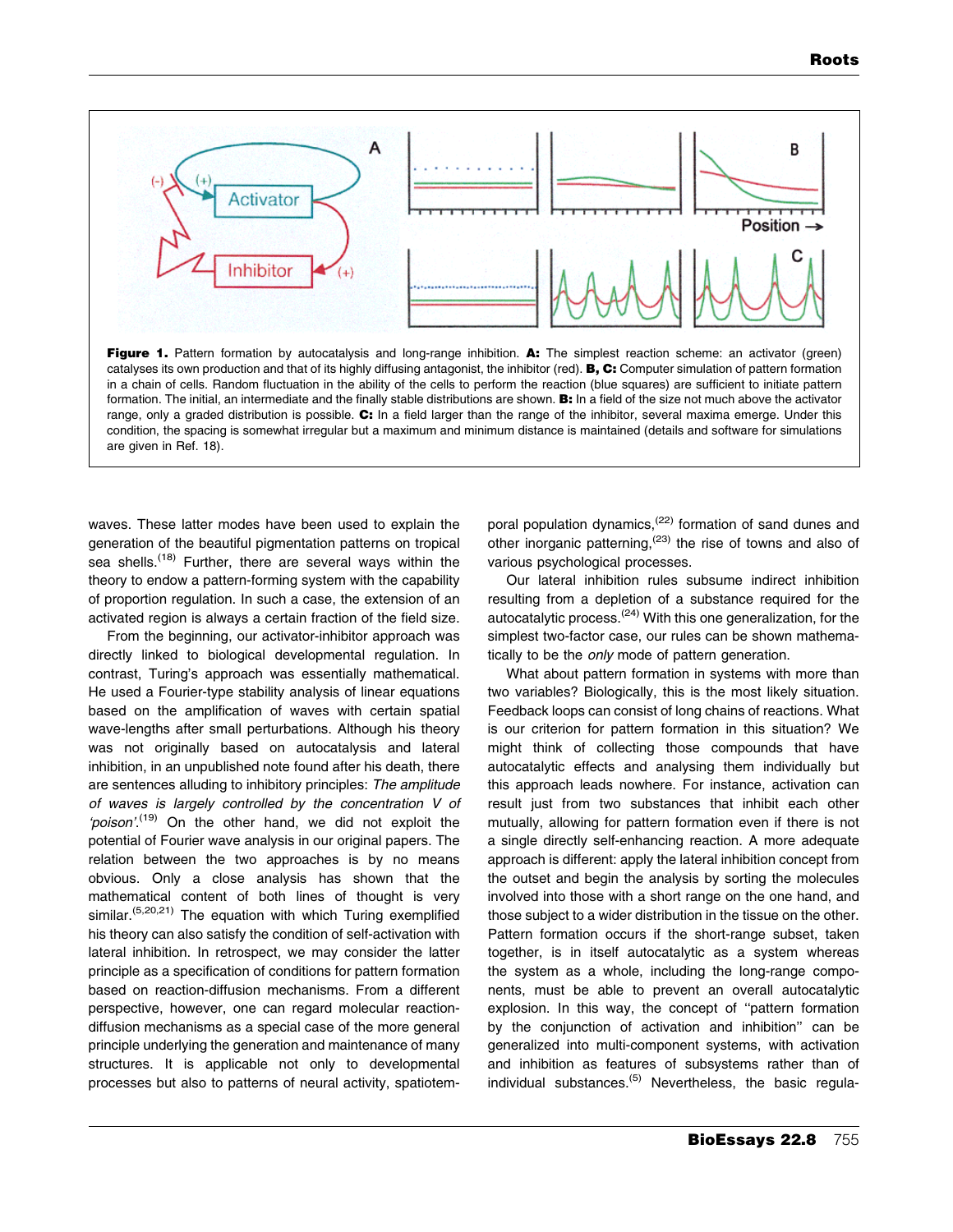**Figure 1.** Pattern formation by autocatalysis and long-range inhibition. **A:** The simplest reaction scheme: an activator (green) catalyses its own production and that of its highly diffusing antagonist, the inhibitor (red). **B, C:** Computer simulation of pattern formation in a chain of cells. Random fluctuation in the ability of the cells to perform the reaction (blue squares) are sufficient to initiate pattern formation. The initial, an intermediate and the finally stable distributions are shown. **B:** In a field of the size not much above the activator range, only a graded distribution is possible. **C:** In a field larger than the range of the inhibitor, several maxima emerge. Under this condition, the spacing is somewhat irregular but a maximum and minimum distance is maintained (details and software for simulations are given in Ref. 18).

waves. These latter modes have been used to explain the generation of the beautiful pigmentation patterns on tropical sea shells.[18] Further, there are several ways within the theory to endow a pattern-forming system with the capability of proportion regulation. In such a case, the extension of an activated region is always a certain fraction of the field size.

From the beginning, our activator-inhibitor approach was directly linked to biological developmental regulation. In contrast, Turing's approach was essentially mathematical. He used a Fourier-type stability analysis of linear equations based on the amplification of waves with certain spatial wave-lengths after small perturbations. Although his theory was not originally based on autocatalysis and lateral inhibition, in an unpublished note found after his death, there are sentences alluding to inhibitory principles: *The amplitude of waves is largely controlled by the concentration V of 'poison'.*[19] On the other hand, we did not exploit the potential of Fourier wave analysis in our original papers. The relation between the two approaches is by no means obvious. Only a close analysis has shown that the mathematical content of both lines of thought is very similar.[5,20,21] The equation with which Turing exemplified his theory can also satisfy the condition of self-activation with lateral inhibition. In retrospect, we may consider the latter principle as a specification of conditions for pattern formation based on reaction-diffusion mechanisms. From a different perspective, however, one can regard molecular reaction-diffusion mechanisms as a special case of the more general principle underlying the generation and maintenance of many structures. It is applicable not only to developmental processes but also to patterns of neural activity, spatiotemporal population dynamics,[22] formation of sand dunes and other inorganic patterning,[23] the rise of towns and also of various psychological processes.

Our lateral inhibition rules subsume indirect inhibition resulting from a depletion of a substance required for the autocatalytic process.[24] With this one generalization, for the simplest two-factor case, our rules can be shown mathematically to be the *only* mode of pattern generation.

What about pattern formation in systems with more than two variables? Biologically, this is the most likely situation. Feedback loops can consist of long chains of reactions. What is our criterion for pattern formation in this situation? We might think of collecting those compounds that have autocatalytic effects and analysing them individually but this approach leads nowhere. For instance, activation can result just from two substances that inhibit each other mutually, allowing for pattern formation even if there is not a single directly self-enhancing reaction. A more adequate approach is different: apply the lateral inhibition concept from the outset and begin the analysis by sorting the molecules involved into those with a short range on the one hand, and those subject to a wider distribution in the tissue on the other. Pattern formation occurs if the short-range subset, taken together, is in itself autocatalytic as a system whereas the system as a whole, including the long-range components, must be able to prevent an overall autocatalytic explosion. In this way, the concept of "pattern formation by the conjunction of activation and inhibition" can be generalized into multi-component systems, with activation and inhibition as features of subsystems rather than of individual substances.[5] Nevertheless, the basic regula-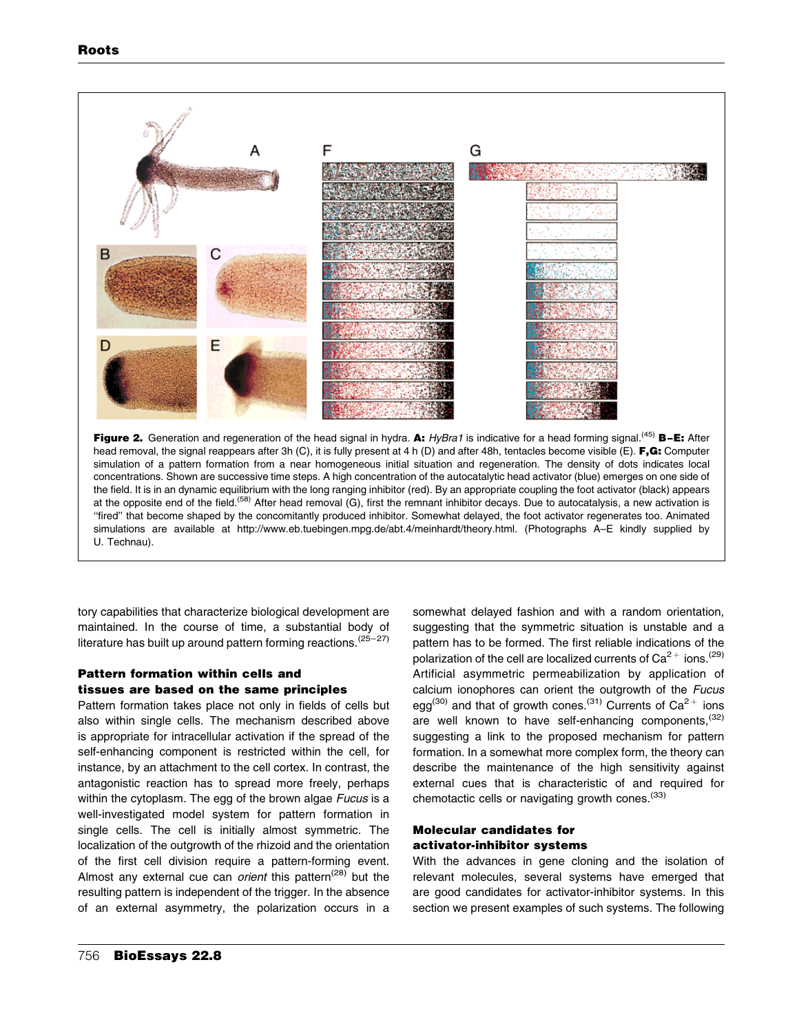**Figure 2.** Generation and regeneration of the head signal in hydra. **A:** *HyBra1* is indicative for a head forming signal.[45] **B–E:** After head removal, the signal reappears after 3h (C), it is fully present at 4 h (D) and after 48h, tentacles become visible (E). **F,G:** Computer simulation of a pattern formation from a near homogeneous initial situation and regeneration. The density of dots indicates local concentrations. Shown are successive time steps. A high concentration of the autocatalytic head activator (blue) emerges on one side of the field. It is in an dynamic equilibrium with the long ranging inhibitor (red). By an appropriate coupling the foot activator (black) appears at the opposite end of the field.[58] After head removal (G), first the remnant inhibitor decays. Due to autocatalysis, a new activation is "fired" that become shaped by the concomitantly produced inhibitor. Somewhat delayed, the foot activator regenerates too. Animated simulations are available at http://www.eb.tuebingen.mpg.de/abt.4/meinhardt/theory.html. (Photographs A–E kindly supplied by U. Technau).

tory capabilities that characterize biological development are maintained. In the course of time, a substantial body of literature has built up around pattern forming reactions.[25–27]

### Pattern formation within cells and tissues are based on the same principles

Pattern formation takes place not only in fields of cells but also within single cells. The mechanism described above is appropriate for intracellular activation if the spread of the self-enhancing component is restricted within the cell, for instance, by an attachment to the cell cortex. In contrast, the antagonistic reaction has to spread more freely, perhaps within the cytoplasm. The egg of the brown algae *Fucus* is a well-investigated model system for pattern formation in single cells. The cell is initially almost symmetric. The localization of the outgrowth of the rhizoid and the orientation of the first cell division require a pattern-forming event. Almost any external cue can *orient* this pattern[28] but the resulting pattern is independent of the trigger. In the absence of an external asymmetry, the polarization occurs in a somewhat delayed fashion and with a random orientation, suggesting that the symmetric situation is unstable and a pattern has to be formed. The first reliable indications of the polarization of the cell are localized currents of $Ca^{2+}$ ions.[29] Artificial asymmetric permeabilization by application of calcium ionophores can orient the outgrowth of the *Fucus* egg[30] and that of growth cones.[31] Currents of $Ca^{2+}$ ions are well known to have self-enhancing components,[32] suggesting a link to the proposed mechanism for pattern formation. In a somewhat more complex form, the theory can describe the maintenance of the high sensitivity against external cues that is characteristic of and required for chemotactic cells or navigating growth cones.[33]

### Molecular candidates for activator-inhibitor systems

With the advances in gene cloning and the isolation of relevant molecules, several systems have emerged that are good candidates for activator-inhibitor systems. In this section we present examples of such systems. The following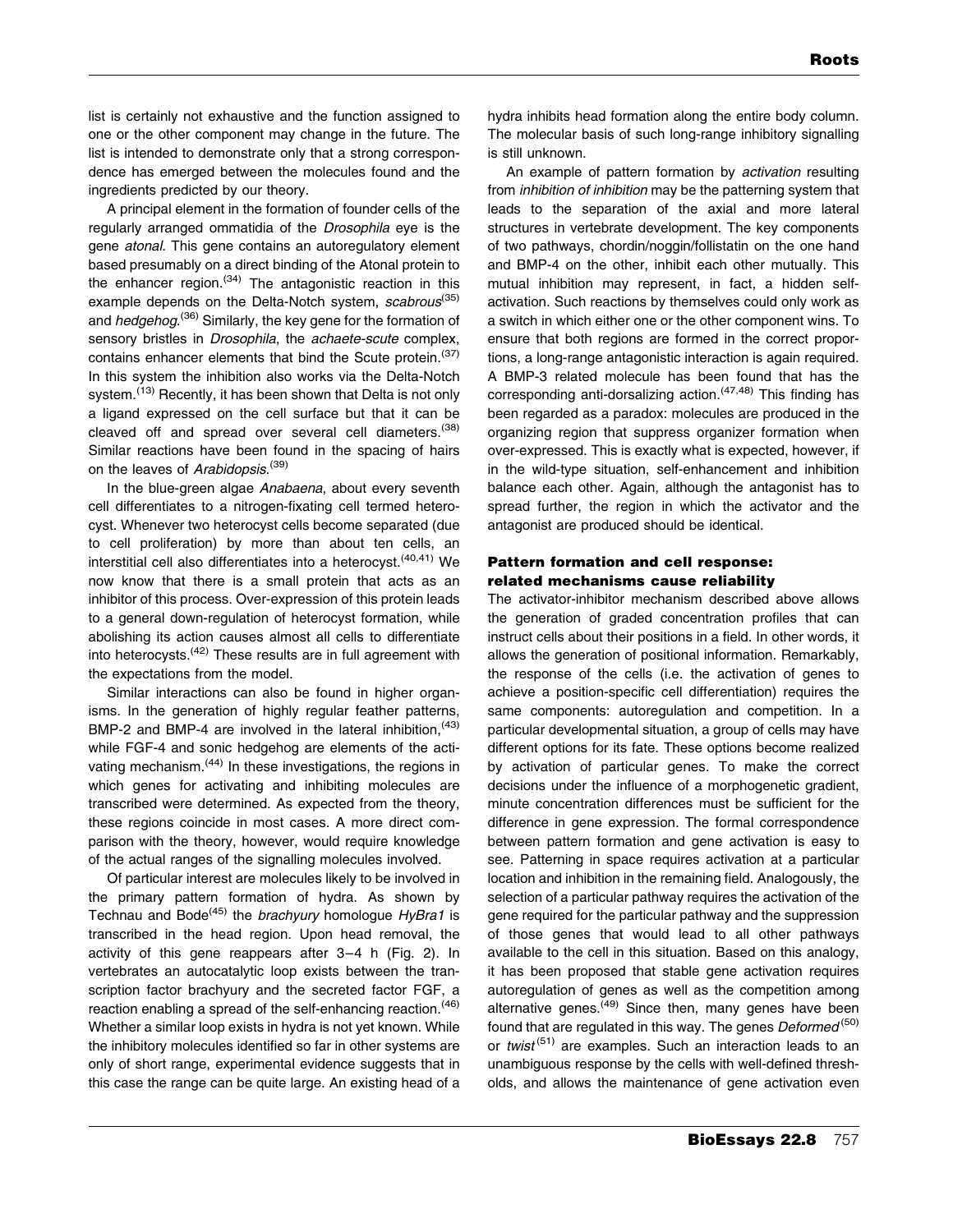list is certainly not exhaustive and the function assigned to one or the other component may change in the future. The list is intended to demonstrate only that a strong correspondence has emerged between the molecules found and the ingredients predicted by our theory.

A principal element in the formation of founder cells of the regularly arranged ommatidia of the *Drosophila* eye is the gene *atonal*. This gene contains an autoregulatory element based presumably on a direct binding of the Atonal protein to the enhancer region.[34] The antagonistic reaction in this example depends on the Delta-Notch system, *scabrous*[35] and *hedgehog*.[36] Similarly, the key gene for the formation of sensory bristles in *Drosophila*, the *achaete-scute* complex, contains enhancer elements that bind the Scute protein.[37] In this system the inhibition also works via the Delta-Notch system.[13] Recently, it has been shown that Delta is not only a ligand expressed on the cell surface but that it can be cleaved off and spread over several cell diameters.[38] Similar reactions have been found in the spacing of hairs on the leaves of *Arabidopsis*.[39]

In the blue-green algae *Anabaena*, about every seventh cell differentiates to a nitrogen-fixating cell termed heterocyst. Whenever two heterocyst cells become separated (due to cell proliferation) by more than about ten cells, an interstitial cell also differentiates into a heterocyst.[40,41] We now know that there is a small protein that acts as an inhibitor of this process. Over-expression of this protein leads to a general down-regulation of heterocyst formation, while abolishing its action causes almost all cells to differentiate into heterocysts.[42] These results are in full agreement with the expectations from the model.

Similar interactions can also be found in higher organisms. In the generation of highly regular feather patterns, BMP-2 and BMP-4 are involved in the lateral inhibition,[43] while FGF-4 and sonic hedgehog are elements of the activating mechanism.[44] In these investigations, the regions in which genes for activating and inhibiting molecules are transcribed were determined. As expected from the theory, these regions coincide in most cases. A more direct comparison with the theory, however, would require knowledge of the actual ranges of the signalling molecules involved.

Of particular interest are molecules likely to be involved in the primary pattern formation of hydra. As shown by Technau and Bode[45] the *brachyury* homologue *HyBra1* is transcribed in the head region. Upon head removal, the activity of this gene reappears after 3–4 h (Fig. 2). In vertebrates an autocatalytic loop exists between the transcription factor brachyury and the secreted factor FGF, a reaction enabling a spread of the self-enhancing reaction.[46] Whether a similar loop exists in hydra is not yet known. While the inhibitory molecules identified so far in other systems are only of short range, experimental evidence suggests that in this case the range can be quite large. An existing head of a hydra inhibits head formation along the entire body column. The molecular basis of such long-range inhibitory signalling is still unknown.

An example of pattern formation by *activation* resulting from *inhibition of inhibition* may be the patterning system that leads to the separation of the axial and more lateral structures in vertebrate development. The key components of two pathways, chordin/noggin/follistatin on the one hand and BMP-4 on the other, inhibit each other mutually. This mutual inhibition may represent, in fact, a hidden self-activation. Such reactions by themselves could only work as a switch in which either one or the other component wins. To ensure that both regions are formed in the correct proportions, a long-range antagonistic interaction is again required. A BMP-3 related molecule has been found that has the corresponding anti-dorsalizing action.[47,48] This finding has been regarded as a paradox: molecules are produced in the organizing region that suppress organizer formation when over-expressed. This is exactly what is expected, however, if in the wild-type situation, self-enhancement and inhibition balance each other. Again, although the antagonist has to spread further, the region in which the activator and the antagonist are produced should be identical.

### Pattern formation and cell response: related mechanisms cause reliability

The activator-inhibitor mechanism described above allows the generation of graded concentration profiles that can instruct cells about their positions in a field. In other words, it allows the generation of positional information. Remarkably, the response of the cells (i.e. the activation of genes to achieve a position-specific cell differentiation) requires the same components: autoregulation and competition. In a particular developmental situation, a group of cells may have different options for its fate. These options become realized by activation of particular genes. To make the correct decisions under the influence of a morphogenetic gradient, minute concentration differences must be sufficient for the difference in gene expression. The formal correspondence between pattern formation and gene activation is easy to see. Patterning in space requires activation at a particular location and inhibition in the remaining field. Analogously, the selection of a particular pathway requires the activation of the gene required for the particular pathway and the suppression of those genes that would lead to all other pathways available to the cell in this situation. Based on this analogy, it has been proposed that stable gene activation requires autoregulation of genes as well as the competition among alternative genes.[49] Since then, many genes have been found that are regulated in this way. The genes *Deformed*[50] or *twist*[51] are examples. Such an interaction leads to an unambiguous response by the cells with well-defined thresholds, and allows the maintenance of gene activation even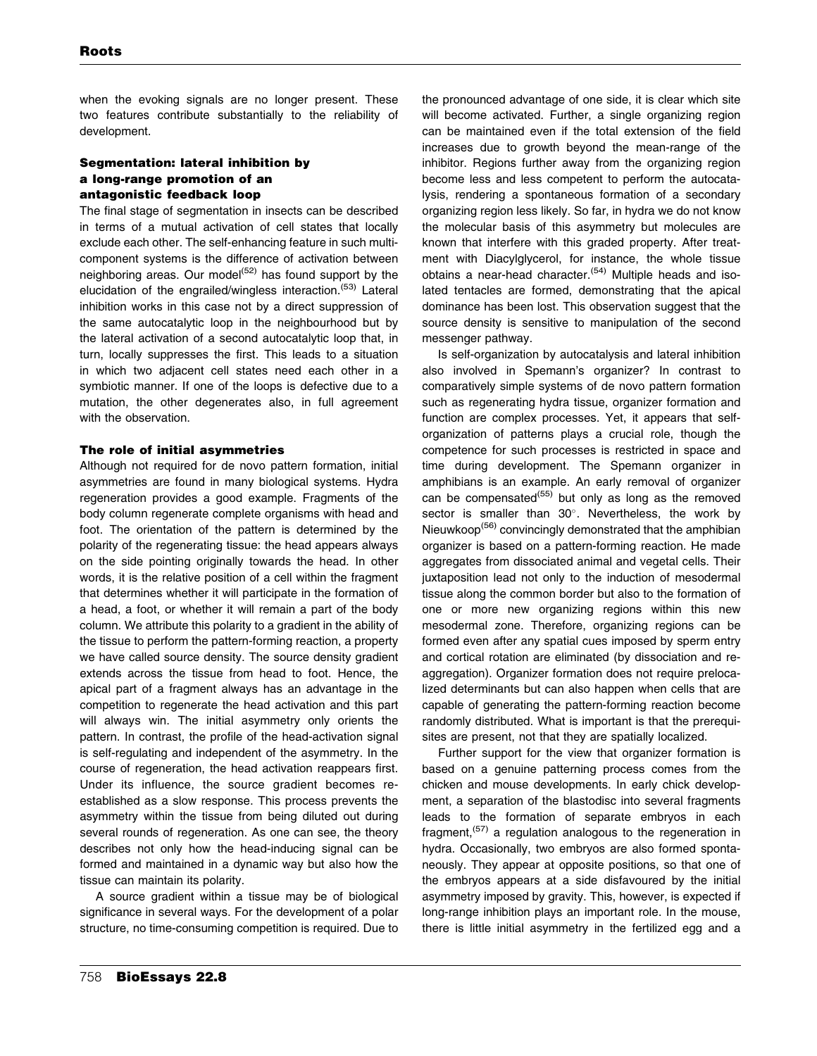when the evoking signals are no longer present. These two features contribute substantially to the reliability of development.

### Segmentation: lateral inhibition by a long-range promotion of an antagonistic feedback loop

The final stage of segmentation in insects can be described in terms of a mutual activation of cell states that locally exclude each other. The self-enhancing feature in such multi-component systems is the difference of activation between neighboring areas. Our model[52] has found support by the elucidation of the engrailed/wingless interaction.[53] Lateral inhibition works in this case not by a direct suppression of the same autocatalytic loop in the neighbourhood but by the lateral activation of a second autocatalytic loop that, in turn, locally suppresses the first. This leads to a situation in which two adjacent cell states need each other in a symbiotic manner. If one of the loops is defective due to a mutation, the other degenerates also, in full agreement with the observation.

### The role of initial asymmetries

Although not required for de novo pattern formation, initial asymmetries are found in many biological systems. Hydra regeneration provides a good example. Fragments of the body column regenerate complete organisms with head and foot. The orientation of the pattern is determined by the polarity of the regenerating tissue: the head appears always on the side pointing originally towards the head. In other words, it is the relative position of a cell within the fragment that determines whether it will participate in the formation of a head, a foot, or whether it will remain a part of the body column. We attribute this polarity to a gradient in the ability of the tissue to perform the pattern-forming reaction, a property we have called source density. The source density gradient extends across the tissue from head to foot. Hence, the apical part of a fragment always has an advantage in the competition to regenerate the head activation and this part will always win. The initial asymmetry only orients the pattern. In contrast, the profile of the head-activation signal is self-regulating and independent of the asymmetry. In the course of regeneration, the head activation reappears first. Under its influence, the source gradient becomes re-established as a slow response. This process prevents the asymmetry within the tissue from being diluted out during several rounds of regeneration. As one can see, the theory describes not only how the head-inducing signal can be formed and maintained in a dynamic way but also how the tissue can maintain its polarity.

A source gradient within a tissue may be of biological significance in several ways. For the development of a polar structure, no time-consuming competition is required. Due to the pronounced advantage of one side, it is clear which site will become activated. Further, a single organizing region can be maintained even if the total extension of the field increases due to growth beyond the mean-range of the inhibitor. Regions further away from the organizing region become less and less competent to perform the autocatalysis, rendering a spontaneous formation of a secondary organizing region less likely. So far, in hydra we do not know the molecular basis of this asymmetry but molecules are known that interfere with this graded property. After treatment with Diacylglycerol, for instance, the whole tissue obtains a near-head character.[54] Multiple heads and isolated tentacles are formed, demonstrating that the apical dominance has been lost. This observation suggest that the source density is sensitive to manipulation of the second messenger pathway.

Is self-organization by autocatalysis and lateral inhibition also involved in Spemann's organizer? In contrast to comparatively simple systems of de novo pattern formation such as regenerating hydra tissue, organizer formation and function are complex processes. Yet, it appears that self-organization of patterns plays a crucial role, though the competence for such processes is restricted in space and time during development. The Spemann organizer in amphibians is an example. An early removal of organizer can be compensated[55] but only as long as the removed sector is smaller than 30°. Nevertheless, the work by Nieuwkoop[56] convincingly demonstrated that the amphibian organizer is based on a pattern-forming reaction. He made aggregates from dissociated animal and vegetal cells. Their juxtaposition lead not only to the induction of mesodermal tissue along the common border but also to the formation of one or more new organizing regions within this new mesodermal zone. Therefore, organizing regions can be formed even after any spatial cues imposed by sperm entry and cortical rotation are eliminated (by dissociation and re-aggregation). Organizer formation does not require prelocalized determinants but can also happen when cells that are capable of generating the pattern-forming reaction become randomly distributed. What is important is that the prerequisites are present, not that they are spatially localized.

Further support for the view that organizer formation is based on a genuine patterning process comes from the chicken and mouse developments. In early chick development, a separation of the blastodisc into several fragments leads to the formation of separate embryos in each fragment,[57] a regulation analogous to the regeneration in hydra. Occasionally, two embryos are also formed spontaneously. They appear at opposite positions, so that one of the embryos appears at a side disfavoured by the initial asymmetry imposed by gravity. This, however, is expected if long-range inhibition plays an important role. In the mouse, there is little initial asymmetry in the fertilized egg and a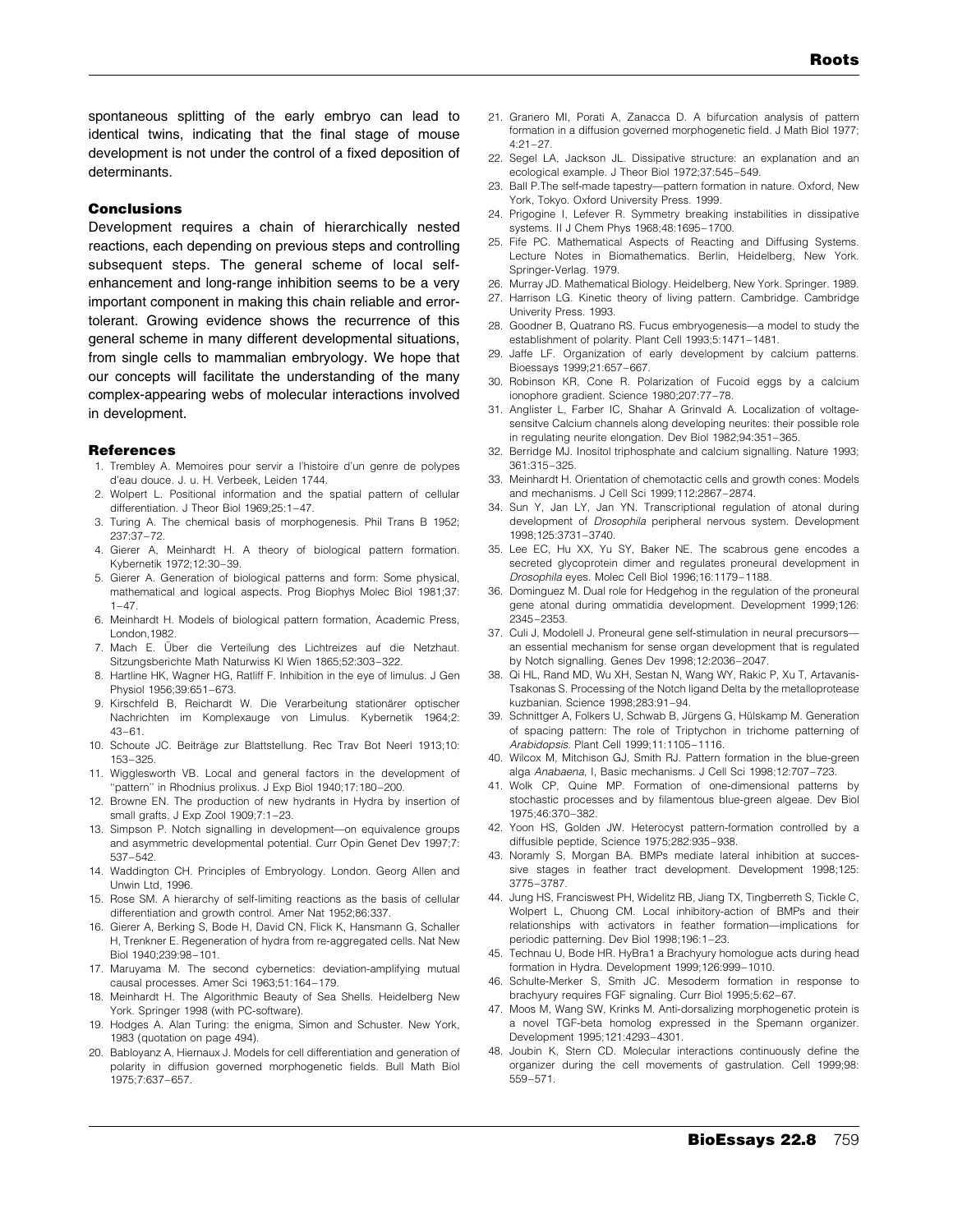spontaneous splitting of the early embryo can lead to identical twins, indicating that the final stage of mouse development is not under the control of a fixed deposition of determinants.

## Conclusions

Development requires a chain of hierarchically nested reactions, each depending on previous steps and controlling subsequent steps. The general scheme of local self-enhancement and long-range inhibition seems to be a very important component in making this chain reliable and error-tolerant. Growing evidence shows the recurrence of this general scheme in many different developmental situations, from single cells to mammalian embryology. We hope that our concepts will facilitate the understanding of the many complex-appearing webs of molecular interactions involved in development.

## References

1. Trembley A. Memoires pour servir a l'histoire d'un genre de polypes d'eau douce. J. u. H. Verbeek, Leiden 1744.
2. Wolpert L. Positional information and the spatial pattern of cellular differentiation. J Theor Biol 1969;25:1–47.
3. Turing A. The chemical basis of morphogenesis. Phil Trans B 1952; 237:37–72.
4. Gierer A, Meinhardt H. A theory of biological pattern formation. Kybernetik 1972;12:30–39.
5. Gierer A. Generation of biological patterns and form: Some physical, mathematical and logical aspects. Prog Biophys Molec Biol 1981;37: 1–47.
6. Meinhardt H. Models of biological pattern formation, Academic Press, London,1982.
7. Mach E. Über die Verteilung des Lichtreizes auf die Netzhaut. Sitzungsberichte Math Naturwiss Kl Wien 1865;52:303–322.
8. Hartline HK, Wagner HG, Ratliff F. Inhibition in the eye of limulus. J Gen Physiol 1956;39:651–673.
9. Kirschfeld B, Reichardt W. Die Verarbeitung stationärer optischer Nachrichten im Komplexauge von Limulus. Kybernetik 1964;2: 43–61.
10. Schoute JC. Beiträge zur Blattstellung. Rec Trav Bot Neerl 1913;10: 153–325.
11. Wigglesworth VB. Local and general factors in the development of "pattern" in Rhodnius prolixus. J Exp Biol 1940;17:180–200.
12. Browne EN. The production of new hydrants in Hydra by insertion of small grafts. J Exp Zool 1909;7:1–23.
13. Simpson P. Notch signalling in development—on equivalence groups and asymmetric developmental potential. Curr Opin Genet Dev 1997;7: 537–542.
14. Waddington CH. Principles of Embryology. London. Georg Allen and Unwin Ltd, 1996.
15. Rose SM. A hierarchy of self-limiting reactions as the basis of cellular differentiation and growth control. Amer Nat 1952;86:337.
16. Gierer A, Berking S, Bode H, David CN, Flick K, Hansmann G, Schaller H, Trenkner E. Regeneration of hydra from re-aggregated cells. Nat New Biol 1940;239:98–101.
17. Maruyama M. The second cybernetics: deviation-amplifying mutual causal processes. Amer Sci 1963;51:164–179.
18. Meinhardt H. The Algorithmic Beauty of Sea Shells. Heidelberg New York. Springer 1998 (with PC-software).
19. Hodges A. Alan Turing: the enigma, Simon and Schuster. New York, 1983 (quotation on page 494).
20. Babloyanz A, Hiernaux J. Models for cell differentiation and generation of polarity in diffusion governed morphogenetic fields. Bull Math Biol 1975;7:637–657.
21. Granero MI, Porati A, Zanacca D. A bifurcation analysis of pattern formation in a diffusion governed morphogenetic field. J Math Biol 1977; 4:21–27.
22. Segel LA, Jackson JL. Dissipative structure: an explanation and an ecological example. J Theor Biol 1972;37:545–549.
23. Ball P.The self-made tapestry—pattern formation in nature. Oxford, New York, Tokyo. Oxford University Press. 1999.
24. Prigogine I, Lefever R. Symmetry breaking instabilities in dissipative systems. II J Chem Phys 1968;48:1695–1700.
25. Fife PC. Mathematical Aspects of Reacting and Diffusing Systems. Lecture Notes in Biomathematics. Berlin, Heidelberg, New York. Springer-Verlag. 1979.
26. Murray JD. Mathematical Biology. Heidelberg, New York. Springer. 1989.
27. Harrison LG. Kinetic theory of living pattern. Cambridge. Cambridge Univerity Press. 1993.
28. Goodner B, Quatrano RS. Fucus embryogenesis—a model to study the establishment of polarity. Plant Cell 1993;5:1471–1481.
29. Jaffe LF. Organization of early development by calcium patterns. Bioessays 1999;21:657–667.
30. Robinson KR, Cone R. Polarization of Fucoid eggs by a calcium ionophore gradient. Science 1980;207:77–78.
31. Anglister L, Farber IC, Shahar A Grinvald A. Localization of voltage-sensitve Calcium channels along developing neurites: their possible role in regulating neurite elongation. Dev Biol 1982;94:351–365.
32. Berridge MJ. Inositol triphosphate and calcium signalling. Nature 1993; 361:315–325.
33. Meinhardt H. Orientation of chemotactic cells and growth cones: Models and mechanisms. J Cell Sci 1999;112:2867–2874.
34. Sun Y, Jan LY, Jan YN. Transcriptional regulation of atonal during development of *Drosophila* peripheral nervous system. Development 1998;125:3731–3740.
35. Lee EC, Hu XX, Yu SY, Baker NE. The scabrous gene encodes a secreted glycoprotein dimer and regulates proneural development in *Drosophila* eyes. Molec Cell Biol 1996;16:1179–1188.
36. Dominguez M. Dual role for Hedgehog in the regulation of the proneural gene atonal during ommatidia development. Development 1999;126: 2345–2353.
37. Culi J, Modolell J. Proneural gene self-stimulation in neural precursors—an essential mechanism for sense organ development that is regulated by Notch signalling. Genes Dev 1998;12:2036–2047.
38. Qi HL, Rand MD, Wu XH, Sestan N, Wang WY, Rakic P, Xu T, Artavanis-Tsakonas S. Processing of the Notch ligand Delta by the metalloprotease kuzbanian. Science 1998;283:91–94.
39. Schnittger A, Folkers U, Schwab B, Jürgens G, Hülskamp M. Generation of spacing pattern: The role of Triptychon in trichome patterning of *Arabidopsis*. Plant Cell 1999;11:1105–1116.
40. Wilcox M, Mitchison GJ, Smith RJ. Pattern formation in the blue-green alga *Anabaena*, I, Basic mechanisms. J Cell Sci 1998;12:707–723.
41. Wolk CP, Quine MP. Formation of one-dimensional patterns by stochastic processes and by filamentous blue-green algae. Dev Biol 1975;46:370–382.
42. Yoon HS, Golden JW. Heterocyst pattern-formation controlled by a diffusible peptide, Science 1975;282:935–938.
43. Noramly S, Morgan BA. BMPs mediate lateral inhibition at successive stages in feather tract development. Development 1998;125: 3775–3787.
44. Jung HS, Franciswest PH, Widelitz RB, Jiang TX, Tingberreth S, Tickle C, Wolpert L, Chuong CM. Local inhibitory-action of BMPs and their relationships with activators in feather formation—implications for periodic patterning. Dev Biol 1998;196:1–23.
45. Technau U, Bode HR. HyBra1 a Brachyury homologue acts during head formation in Hydra. Development 1999;126:999–1010.
46. Schulte-Merker S, Smith JC. Mesoderm formation in response to brachyury requires FGF signaling. Curr Biol 1995;5:62–67.
47. Moos M, Wang SW, Krinks M. Anti-dorsalizing morphogenetic protein is a novel TGF-beta homolog expressed in the Spemann organizer. Development 1995;121:4293–4301.
48. Joubin K, Stern CD. Molecular interactions continuously define the organizer during the cell movements of gastrulation. Cell 1999;98: 559–571.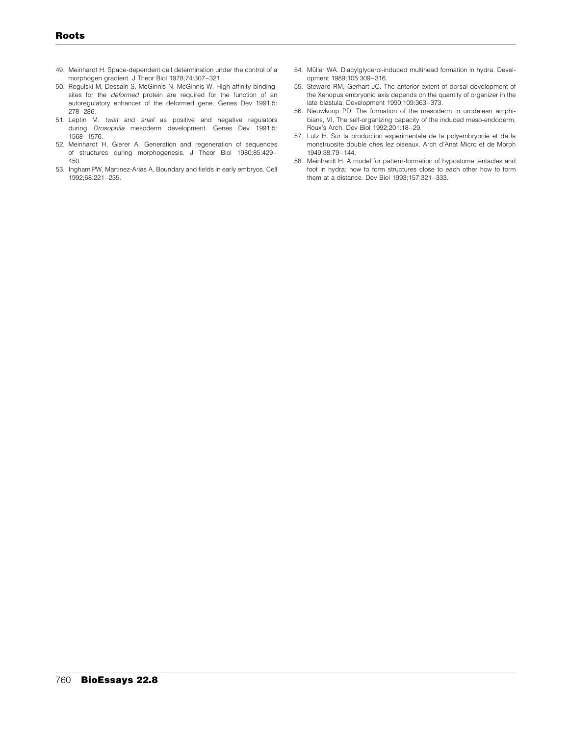49. Meinhardt H. Space-dependent cell determination under the control of a morphogen gradient. J Theor Biol 1978;74:307–321.
50. Regulski M, Dessain S, McGinnis N, McGinnis W. High-affinity binding-sites for the *deformed* protein are required for the function of an autoregulatory enhancer of the deformed gene. Genes Dev 1991;5: 278–286.
51. Leptin M. *twist* and *snail* as positive and negative regulators during *Drosophila* mesoderm development. Genes Dev 1991;5: 1568–1576.
52. Meinhardt H, Gierer A. Generation and regeneration of sequences of structures during morphogenesis. J Theor Biol 1980;85:429–450.
53. Ingham PW, Martinez-Arias A. Boundary and fields in early embryos. Cell 1992;68:221–235.
54. Müller WA. Diacylglycerol-induced multihead formation in hydra. Development 1989;105:309–316.
55. Steward RM, Gerhart JC. The anterior extent of dorsal development of the Xenopus embryonic axis depends on the quantity of organizer in the late blastula. Development 1990;109:363–373.
56. Nieuwkoop PD. The formation of the mesoderm in urodelean amphibians, VI, The self-organizing capacity of the induced meso-endoderm, Roux's Arch. Dev Biol 1992;201:18–29.
57. Lutz H. Sur la production experimentale de la polyembryonie et de la monstruosite double ches lez oiseaux. Arch d'Anat Micro et de Morph 1949;38:79–144.
58. Meinhardt H. A model for pattern-formation of hypostome tentacles and foot in hydra: how to form structures close to each other how to form them at a distance. Dev Biol 1993;157:321–333.